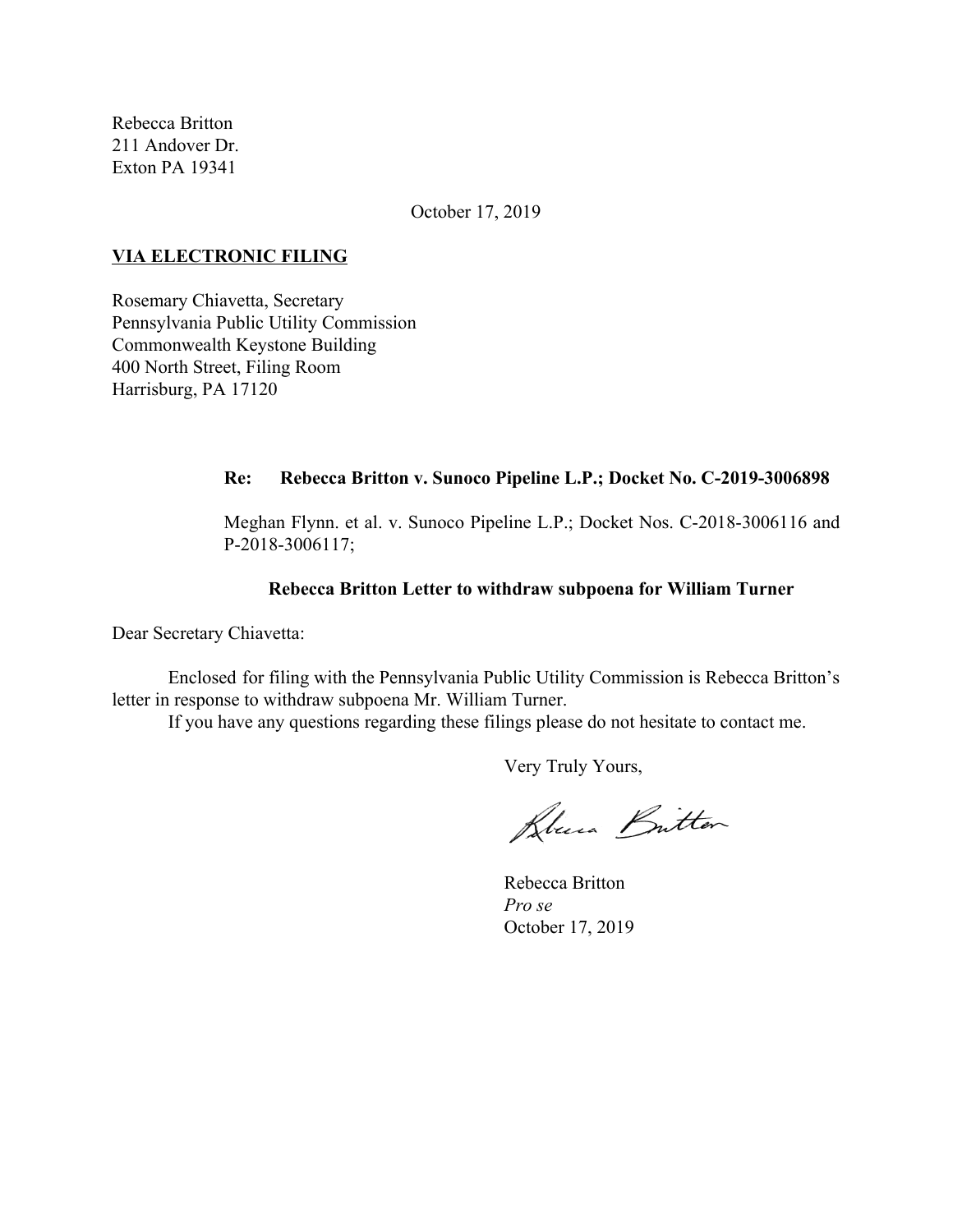Rebecca Britton
211 Andover Dr.
Exton PA 19341

October 17, 2019

**VIA ELECTRONIC FILING**

Rosemary Chiavetta, Secretary
Pennsylvania Public Utility Commission
Commonwealth Keystone Building
400 North Street, Filing Room
Harrisburg, PA 17120

**Re: Rebecca Britton v. Sunoco Pipeline L.P.; Docket No. C-2019-3006898**

Meghan Flynn. et al. v. Sunoco Pipeline L.P.; Docket Nos. C-2018-3006116 and P-2018-3006117;

**Rebecca Britton Letter to withdraw subpoena for William Turner**

Dear Secretary Chiavetta:

Enclosed for filing with the Pennsylvania Public Utility Commission is Rebecca Britton's letter in response to withdraw subpoena Mr. William Turner.

If you have any questions regarding these filings please do not hesitate to contact me.

Very Truly Yours,

Rebecca Britton
*Pro se*
October 17, 2019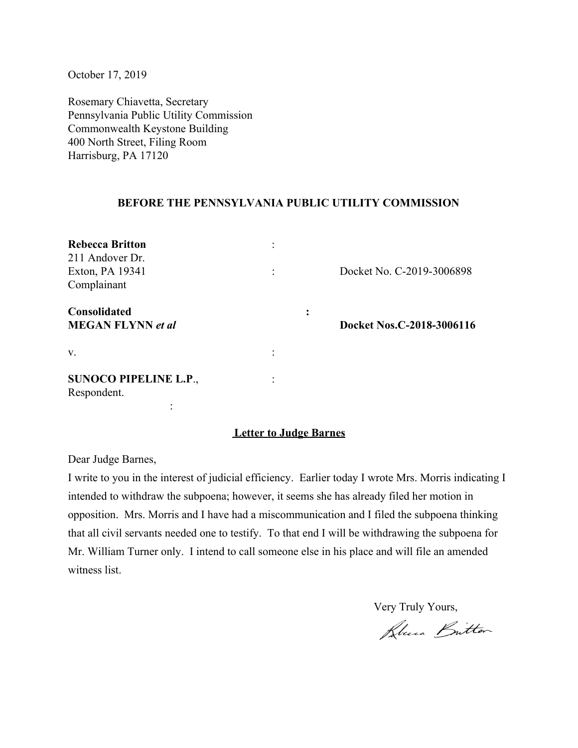October 17, 2019

Rosemary Chiavetta, Secretary
Pennsylvania Public Utility Commission
Commonwealth Keystone Building
400 North Street, Filing Room
Harrisburg, PA 17120

**BEFORE THE PENNSYLVANIA PUBLIC UTILITY COMMISSION**

**Rebecca Britton** :
211 Andover Dr.
Exton, PA 19341 : Docket No. C-2019-3006898
Complainant

**Consolidated** **:**
**MEGAN FLYNN *et al*** **Docket Nos.C-2018-3006116**

v. :

**SUNOCO PIPELINE L.P**., :
Respondent.
:

**Letter to Judge Barnes**

Dear Judge Barnes,

I write to you in the interest of judicial efficiency. Earlier today I wrote Mrs. Morris indicating I intended to withdraw the subpoena; however, it seems she has already filed her motion in opposition. Mrs. Morris and I have had a miscommunication and I filed the subpoena thinking that all civil servants needed one to testify. To that end I will be withdrawing the subpoena for Mr. William Turner only. I intend to call someone else in his place and will file an amended witness list.

Very Truly Yours,

Rebecca Britton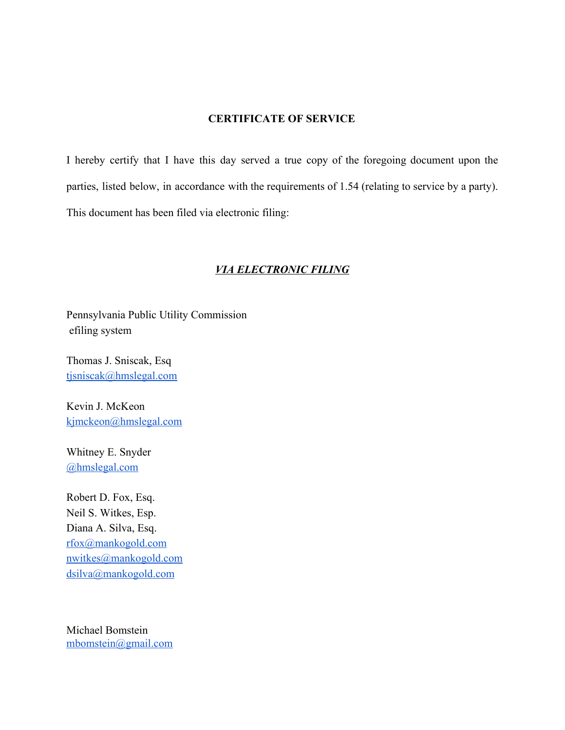**CERTIFICATE OF SERVICE**

I hereby certify that I have this day served a true copy of the foregoing document upon the parties, listed below, in accordance with the requirements of 1.54 (relating to service by a party). This document has been filed via electronic filing:

***VIA ELECTRONIC FILING***

Pennsylvania Public Utility Commission
efiling system

Thomas J. Sniscak, Esq
tjsniscak@hmslegal.com

Kevin J. McKeon
kjmckeon@hmslegal.com

Whitney E. Snyder
@hmslegal.com

Robert D. Fox, Esq.
Neil S. Witkes, Esp.
Diana A. Silva, Esq.
rfox@mankogold.com
nwitkes@mankogold.com
dsilva@mankogold.com

Michael Bomstein
mbomstein@gmail.com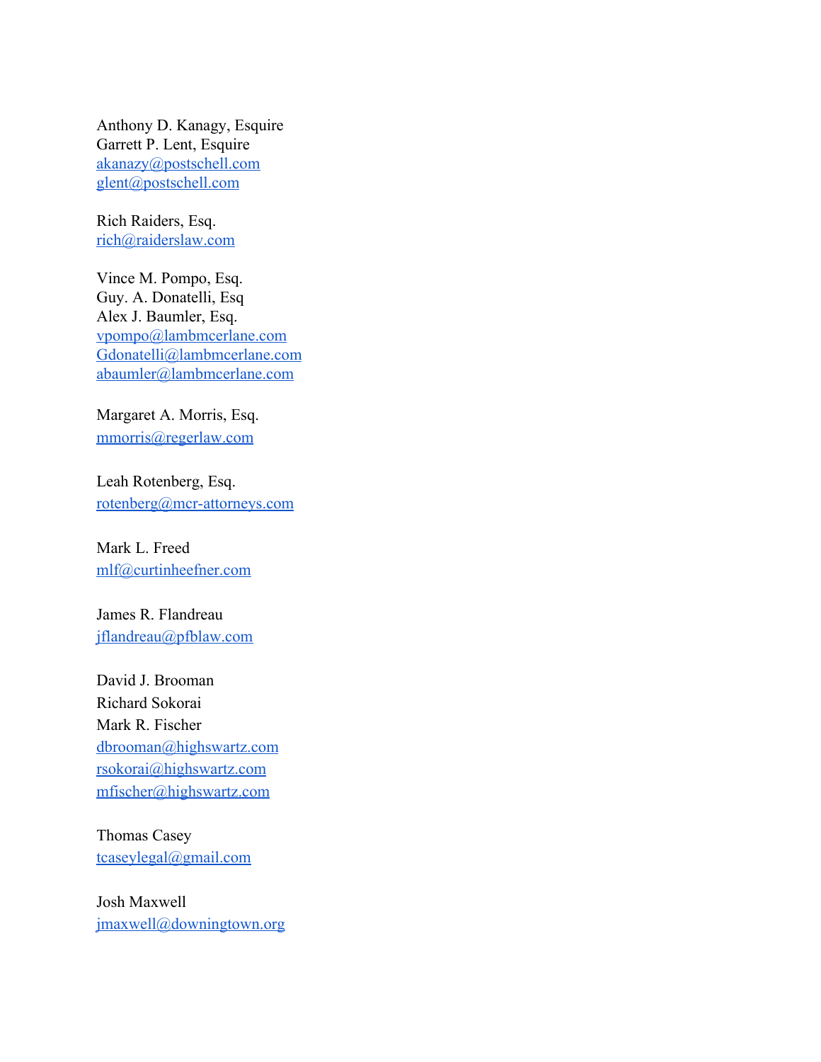Anthony D. Kanagy, Esquire
Garrett P. Lent, Esquire
akanazy@postschell.com
glent@postschell.com

Rich Raiders, Esq.
rich@raiderslaw.com

Vince M. Pompo, Esq.
Guy. A. Donatelli, Esq
Alex J. Baumler, Esq.
vpompo@lambmcerlane.com
Gdonatelli@lambmcerlane.com
abaumler@lambmcerlane.com

Margaret A. Morris, Esq.
mmorris@regerlaw.com

Leah Rotenberg, Esq.
rotenberg@mcr-attorneys.com

Mark L. Freed
mlf@curtinheefner.com

James R. Flandreau
jflandreau@pfblaw.com

David J. Brooman
Richard Sokorai
Mark R. Fischer
dbrooman@highswartz.com
rsokorai@highswartz.com
mfischer@highswartz.com

Thomas Casey
tcaseylegal@gmail.com

Josh Maxwell
jmaxwell@downingtown.org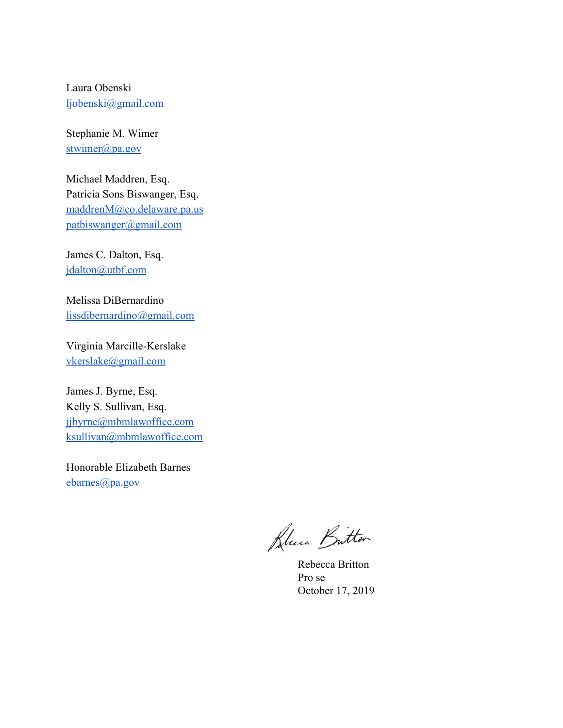Laura Obenski
ljobenski@gmail.com

Stephanie M. Wimer
stwimer@pa.gov

Michael Maddren, Esq.
Patricia Sons Biswanger, Esq.
maddrenM@co.delaware.pa.us
patbiswanger@gmail.com

James C. Dalton, Esq.
jdalton@utbf.com

Melissa DiBernardino
lissdibernardino@gmail.com

Virginia Marcille-Kerslake
vkerslake@gmail.com

James J. Byrne, Esq.
Kelly S. Sullivan, Esq.
jjbyrne@mbmlawoffice.com
ksullivan@mbmlawoffice.com

Honorable Elizabeth Barnes
ebarnes@pa.gov

Rebecca Britton
Pro se
October 17, 2019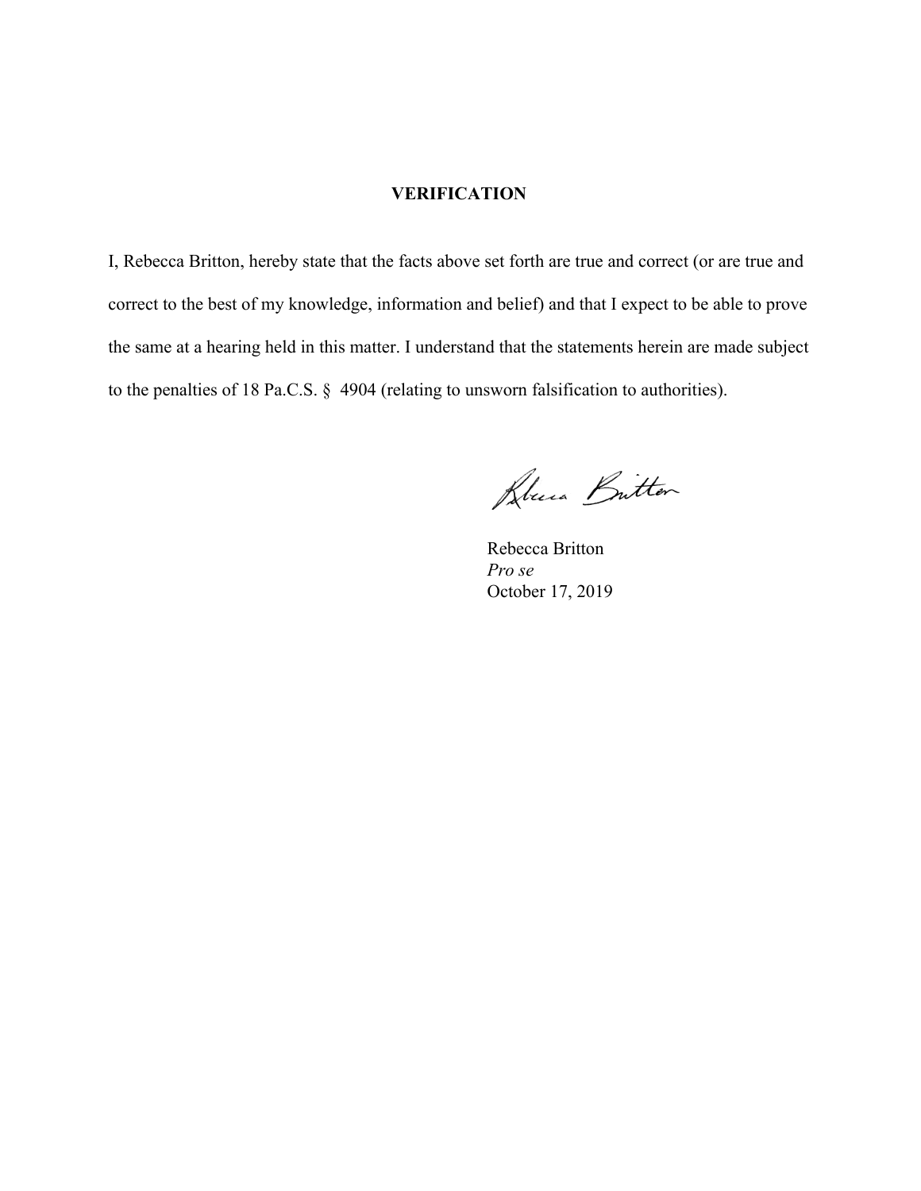**VERIFICATION**

I, Rebecca Britton, hereby state that the facts above set forth are true and correct (or are true and correct to the best of my knowledge, information and belief) and that I expect to be able to prove the same at a hearing held in this matter. I understand that the statements herein are made subject to the penalties of 18 Pa.C.S. § 4904 (relating to unsworn falsification to authorities).

Rebecca Britton  
*Pro se*  
October 17, 2019